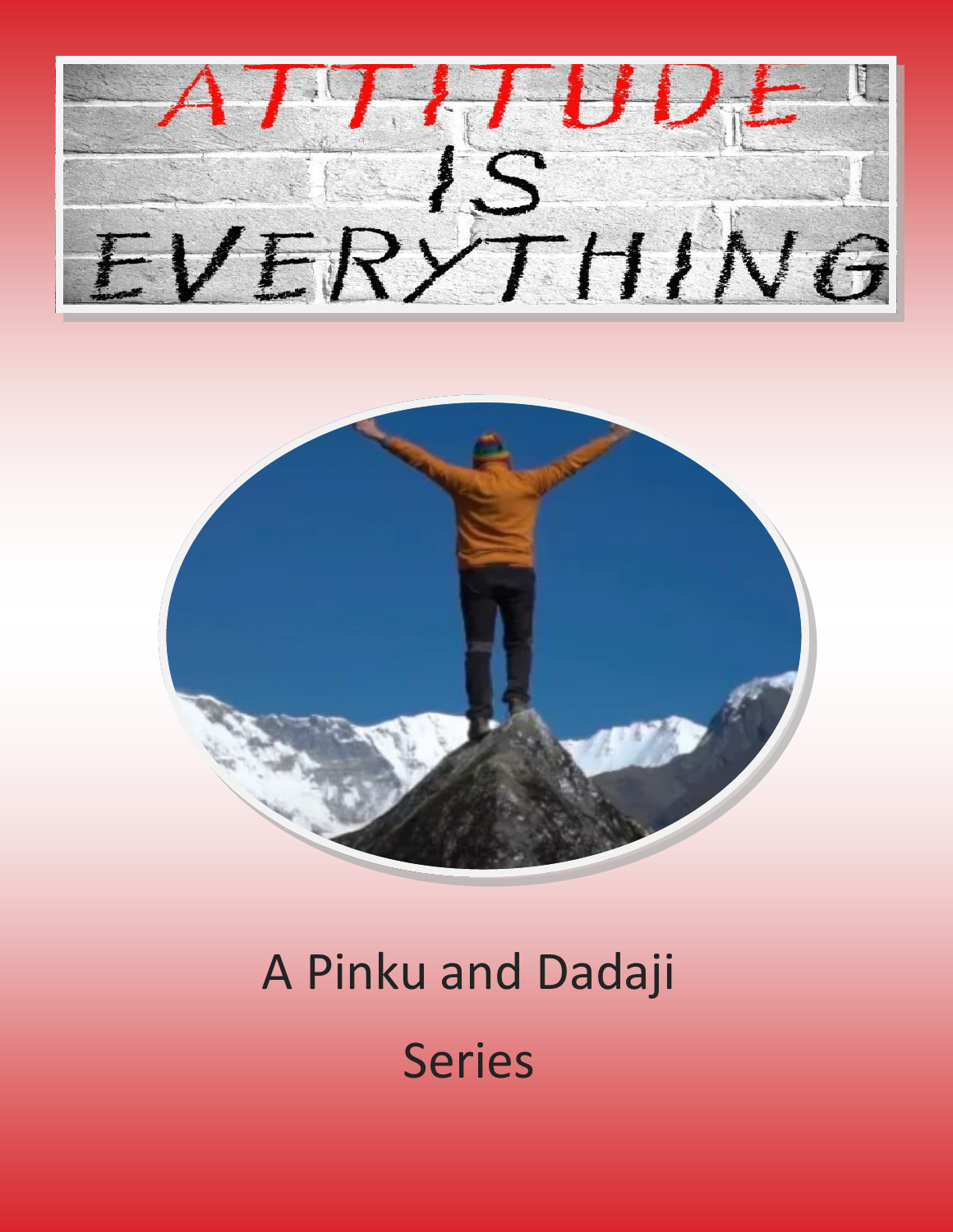# ATTITUDE IS EVERYTHING

A Pinku and Dadaji

Series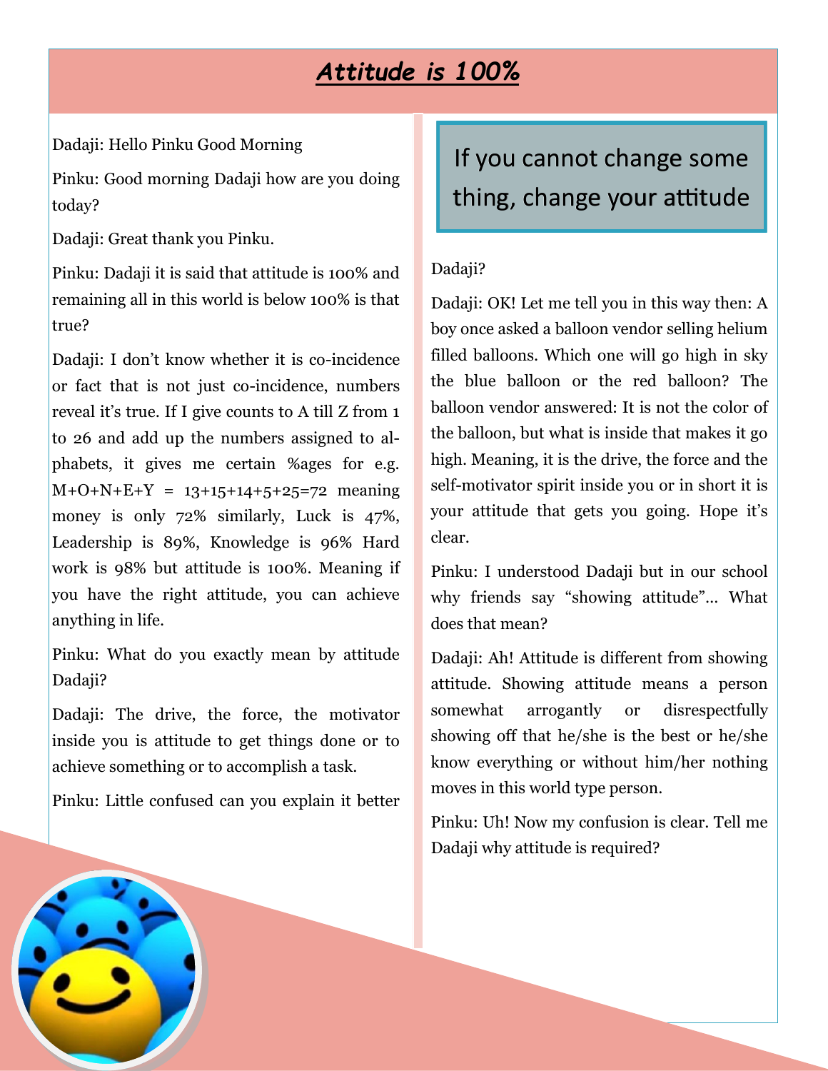# *Attitude is 100%*

Dadaji: Hello Pinku Good Morning

Pinku: Good morning Dadaji how are you doing today?

Dadaji: Great thank you Pinku.

Pinku: Dadaji it is said that attitude is 100% and remaining all in this world is below 100% is that true?

Dadaji: I don't know whether it is co-incidence or fact that is not just co-incidence, numbers reveal it's true. If I give counts to A till Z from 1 to 26 and add up the numbers assigned to alphabets, it gives me certain %ages for e.g. M+O+N+E+Y = 13+15+14+5+25=72 meaning money is only 72% similarly, Luck is 47%, Leadership is 89%, Knowledge is 96% Hard work is 98% but attitude is 100%. Meaning if you have the right attitude, you can achieve anything in life.

Pinku: What do you exactly mean by attitude Dadaji?

Dadaji: The drive, the force, the motivator inside you is attitude to get things done or to achieve something or to accomplish a task.

Pinku: Little confused can you explain it better Dadaji?

> If you cannot change some thing, change your attitude

Dadaji: OK! Let me tell you in this way then: A boy once asked a balloon vendor selling helium filled balloons. Which one will go high in sky the blue balloon or the red balloon? The balloon vendor answered: It is not the color of the balloon, but what is inside that makes it go high. Meaning, it is the drive, the force and the self-motivator spirit inside you or in short it is your attitude that gets you going. Hope it's clear.

Pinku: I understood Dadaji but in our school why friends say "showing attitude"… What does that mean?

Dadaji: Ah! Attitude is different from showing attitude. Showing attitude means a person somewhat arrogantly or disrespectfully showing off that he/she is the best or he/she know everything or without him/her nothing moves in this world type person.

Pinku: Uh! Now my confusion is clear. Tell me Dadaji why attitude is required?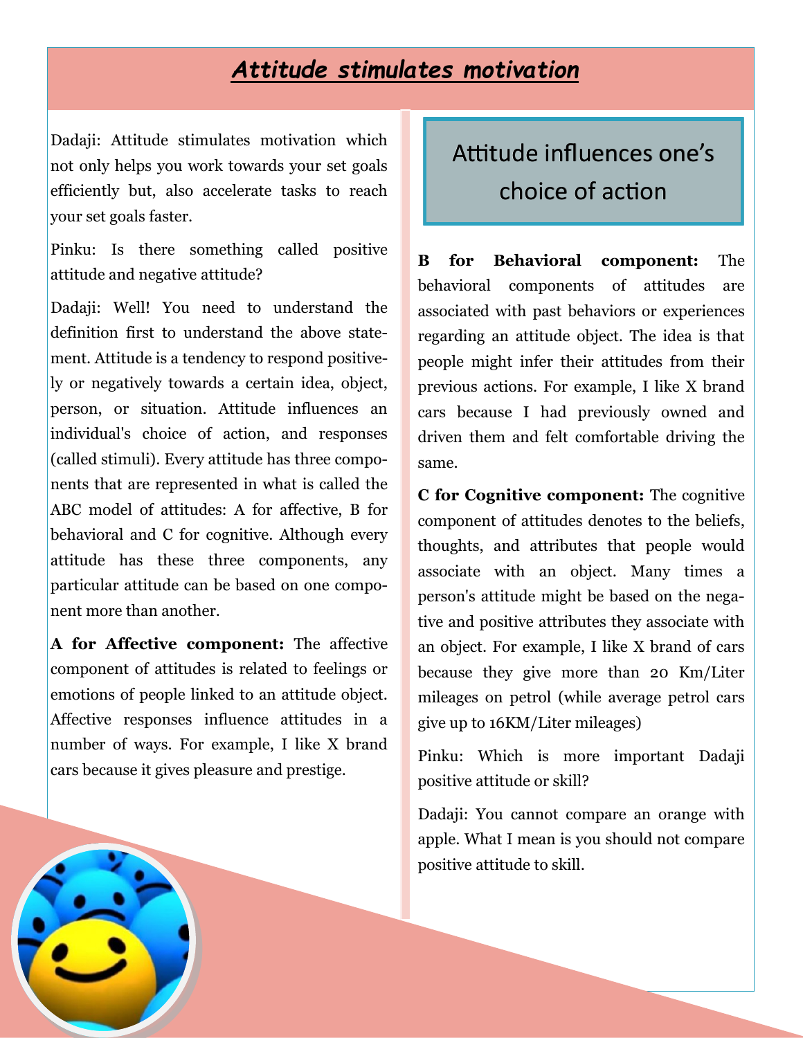# ***Attitude stimulates motivation***

Dadaji: Attitude stimulates motivation which not only helps you work towards your set goals efficiently but, also accelerate tasks to reach your set goals faster.

Pinku: Is there something called positive attitude and negative attitude?

Dadaji: Well! You need to understand the definition first to understand the above statement. Attitude is a tendency to respond positively or negatively towards a certain idea, object, person, or situation. Attitude influences an individual's choice of action, and responses (called stimuli). Every attitude has three components that are represented in what is called the ABC model of attitudes: A for affective, B for behavioral and C for cognitive. Although every attitude has these three components, any particular attitude can be based on one component more than another.

**A for Affective component:** The affective component of attitudes is related to feelings or emotions of people linked to an attitude object. Affective responses influence attitudes in a number of ways. For example, I like X brand cars because it gives pleasure and prestige.

## Attitude influences one's choice of action

**B for Behavioral component:** The behavioral components of attitudes are associated with past behaviors or experiences regarding an attitude object. The idea is that people might infer their attitudes from their previous actions. For example, I like X brand cars because I had previously owned and driven them and felt comfortable driving the same.

**C for Cognitive component:** The cognitive component of attitudes denotes to the beliefs, thoughts, and attributes that people would associate with an object. Many times a person's attitude might be based on the negative and positive attributes they associate with an object. For example, I like X brand of cars because they give more than 20 Km/Liter mileages on petrol (while average petrol cars give up to 16KM/Liter mileages)

Pinku: Which is more important Dadaji positive attitude or skill?

Dadaji: You cannot compare an orange with apple. What I mean is you should not compare positive attitude to skill.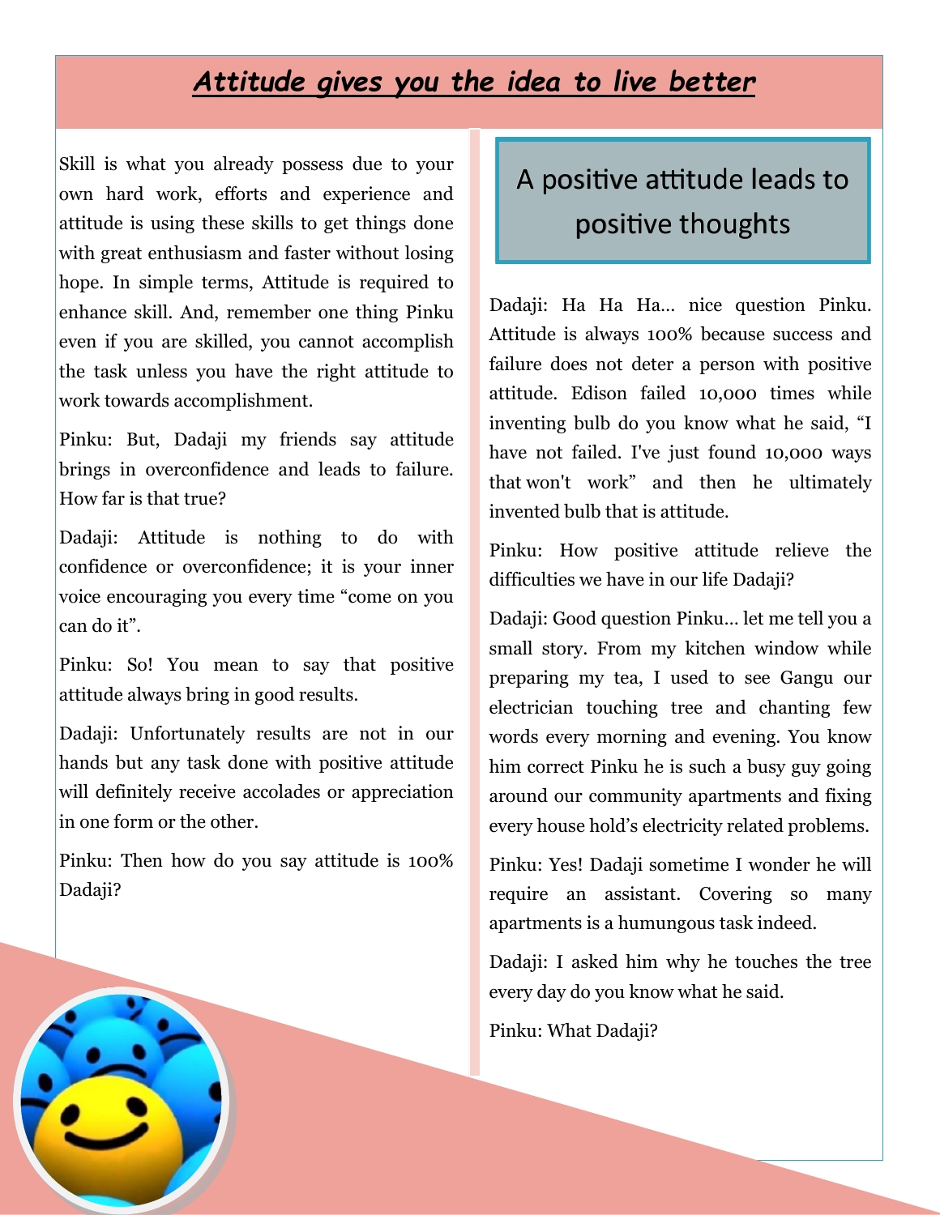# *Attitude gives you the idea to live better*

Skill is what you already possess due to your own hard work, efforts and experience and attitude is using these skills to get things done with great enthusiasm and faster without losing hope. In simple terms, Attitude is required to enhance skill. And, remember one thing Pinku even if you are skilled, you cannot accomplish the task unless you have the right attitude to work towards accomplishment.

Pinku: But, Dadaji my friends say attitude brings in overconfidence and leads to failure. How far is that true?

Dadaji: Attitude is nothing to do with confidence or overconfidence; it is your inner voice encouraging you every time “come on you can do it”.

Pinku: So! You mean to say that positive attitude always bring in good results.

Dadaji: Unfortunately results are not in our hands but any task done with positive attitude will definitely receive accolades or appreciation in one form or the other.

Pinku: Then how do you say attitude is 100% Dadaji?

## A positive attitude leads to positive thoughts

Dadaji: Ha Ha Ha… nice question Pinku. Attitude is always 100% because success and failure does not deter a person with positive attitude. Edison failed 10,000 times while inventing bulb do you know what he said, “I have not failed. I've just found 10,000 ways that won't work” and then he ultimately invented bulb that is attitude.

Pinku: How positive attitude relieve the difficulties we have in our life Dadaji?

Dadaji: Good question Pinku… let me tell you a small story. From my kitchen window while preparing my tea, I used to see Gangu our electrician touching tree and chanting few words every morning and evening. You know him correct Pinku he is such a busy guy going around our community apartments and fixing every house hold’s electricity related problems.

Pinku: Yes! Dadaji sometime I wonder he will require an assistant. Covering so many apartments is a humungous task indeed.

Dadaji: I asked him why he touches the tree every day do you know what he said.

Pinku: What Dadaji?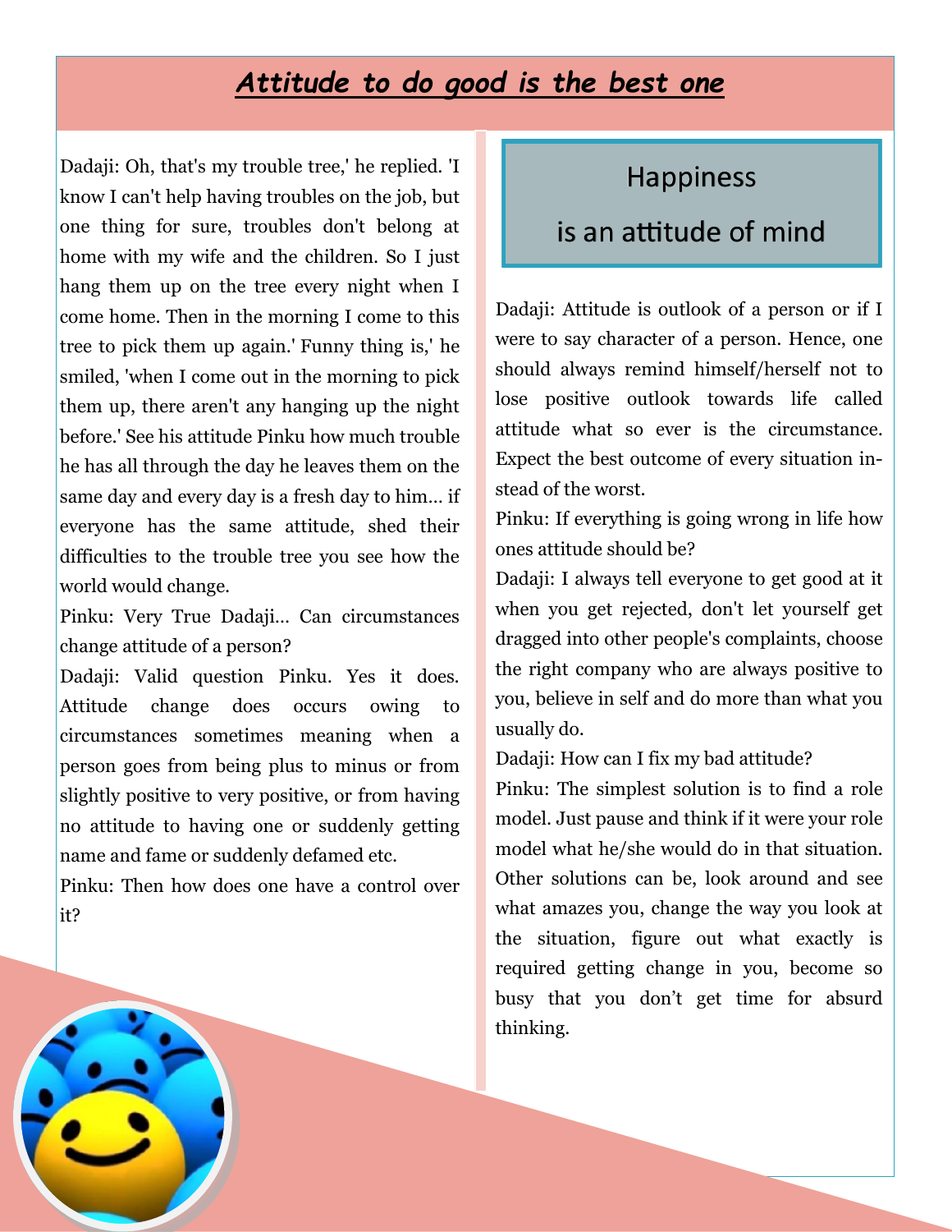# ***Attitude to do good is the best one***

Dadaji: Oh, that's my trouble tree,' he replied. 'I know I can't help having troubles on the job, but one thing for sure, troubles don't belong at home with my wife and the children. So I just hang them up on the tree every night when I come home. Then in the morning I come to this tree to pick them up again.' Funny thing is,' he smiled, 'when I come out in the morning to pick them up, there aren't any hanging up the night before.' See his attitude Pinku how much trouble he has all through the day he leaves them on the same day and every day is a fresh day to him… if everyone has the same attitude, shed their difficulties to the trouble tree you see how the world would change.

Pinku: Very True Dadaji… Can circumstances change attitude of a person?

Dadaji: Valid question Pinku. Yes it does. Attitude change does occurs owing to circumstances sometimes meaning when a person goes from being plus to minus or from slightly positive to very positive, or from having no attitude to having one or suddenly getting name and fame or suddenly defamed etc.

Pinku: Then how does one have a control over it?

> Happiness
> is an attitude of mind

Dadaji: Attitude is outlook of a person or if I were to say character of a person. Hence, one should always remind himself/herself not to lose positive outlook towards life called attitude what so ever is the circumstance. Expect the best outcome of every situation instead of the worst.

Pinku: If everything is going wrong in life how ones attitude should be?

Dadaji: I always tell everyone to get good at it when you get rejected, don't let yourself get dragged into other people's complaints, choose the right company who are always positive to you, believe in self and do more than what you usually do.

Dadaji: How can I fix my bad attitude?

Pinku: The simplest solution is to find a role model. Just pause and think if it were your role model what he/she would do in that situation. Other solutions can be, look around and see what amazes you, change the way you look at the situation, figure out what exactly is required getting change in you, become so busy that you don’t get time for absurd thinking.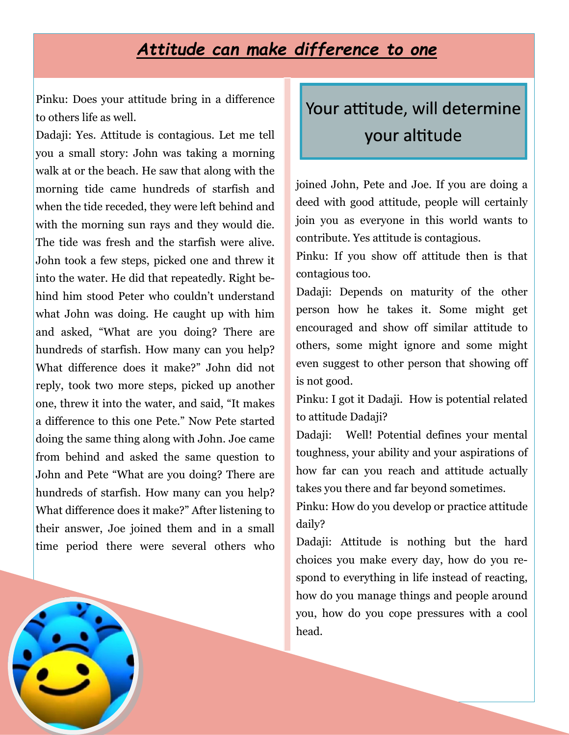# ***Attitude can make difference to one***

Pinku: Does your attitude bring in a difference to others life as well.

Dadaji: Yes. Attitude is contagious. Let me tell you a small story: John was taking a morning walk at or the beach. He saw that along with the morning tide came hundreds of starfish and when the tide receded, they were left behind and with the morning sun rays and they would die. The tide was fresh and the starfish were alive. John took a few steps, picked one and threw it into the water. He did that repeatedly. Right behind him stood Peter who couldn't understand what John was doing. He caught up with him and asked, "What are you doing? There are hundreds of starfish. How many can you help? What difference does it make?" John did not reply, took two more steps, picked up another one, threw it into the water, and said, "It makes a difference to this one Pete." Now Pete started doing the same thing along with John. Joe came from behind and asked the same question to John and Pete "What are you doing? There are hundreds of starfish. How many can you help? What difference does it make?" After listening to their answer, Joe joined them and in a small time period there were several others who joined John, Pete and Joe. If you are doing a deed with good attitude, people will certainly join you as everyone in this world wants to contribute. Yes attitude is contagious.

> Your attitude, will determine your altitude

Pinku: If you show off attitude then is that contagious too.

Dadaji: Depends on maturity of the other person how he takes it. Some might get encouraged and show off similar attitude to others, some might ignore and some might even suggest to other person that showing off is not good.

Pinku: I got it Dadaji. How is potential related to attitude Dadaji?

Dadaji: Well! Potential defines your mental toughness, your ability and your aspirations of how far can you reach and attitude actually takes you there and far beyond sometimes.

Pinku: How do you develop or practice attitude daily?

Dadaji: Attitude is nothing but the hard choices you make every day, how do you respond to everything in life instead of reacting, how do you manage things and people around you, how do you cope pressures with a cool head.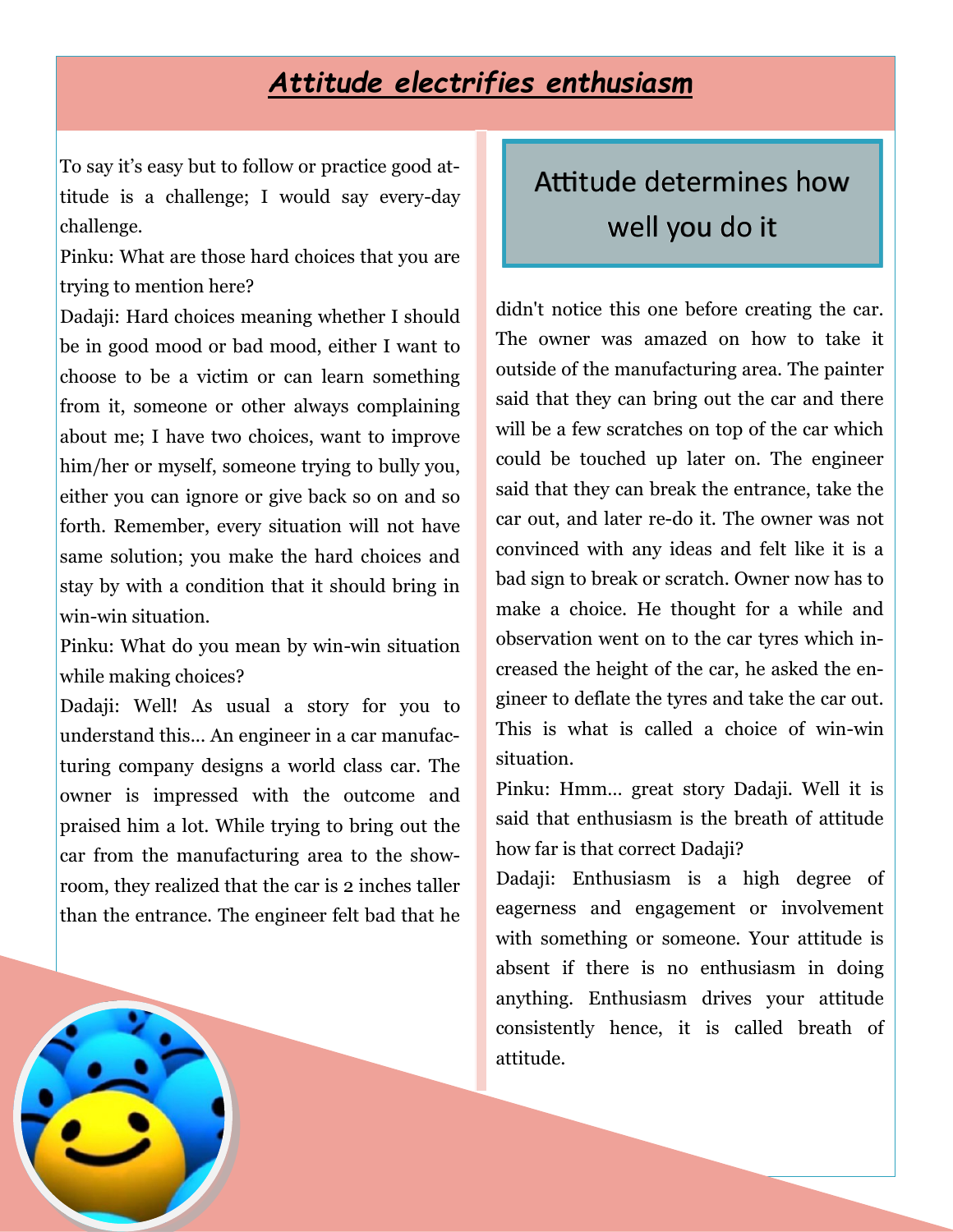# ***Attitude electrifies enthusiasm***

To say it's easy but to follow or practice good attitude is a challenge; I would say every-day challenge.

Pinku: What are those hard choices that you are trying to mention here?

Dadaji: Hard choices meaning whether I should be in good mood or bad mood, either I want to choose to be a victim or can learn something from it, someone or other always complaining about me; I have two choices, want to improve him/her or myself, someone trying to bully you, either you can ignore or give back so on and so forth. Remember, every situation will not have same solution; you make the hard choices and stay by with a condition that it should bring in win-win situation.

Pinku: What do you mean by win-win situation while making choices?

Dadaji: Well! As usual a story for you to understand this… An engineer in a car manufacturing company designs a world class car. The owner is impressed with the outcome and praised him a lot. While trying to bring out the car from the manufacturing area to the showroom, they realized that the car is 2 inches taller than the entrance. The engineer felt bad that he didn't notice this one before creating the car. The owner was amazed on how to take it outside of the manufacturing area. The painter said that they can bring out the car and there will be a few scratches on top of the car which could be touched up later on. The engineer said that they can break the entrance, take the car out, and later re-do it. The owner was not convinced with any ideas and felt like it is a bad sign to break or scratch. Owner now has to make a choice. He thought for a while and observation went on to the car tyres which increased the height of the car, he asked the engineer to deflate the tyres and take the car out. This is what is called a choice of win-win situation.

> Attitude determines how well you do it

Pinku: Hmm… great story Dadaji. Well it is said that enthusiasm is the breath of attitude how far is that correct Dadaji?

Dadaji: Enthusiasm is a high degree of eagerness and engagement or involvement with something or someone. Your attitude is absent if there is no enthusiasm in doing anything. Enthusiasm drives your attitude consistently hence, it is called breath of attitude.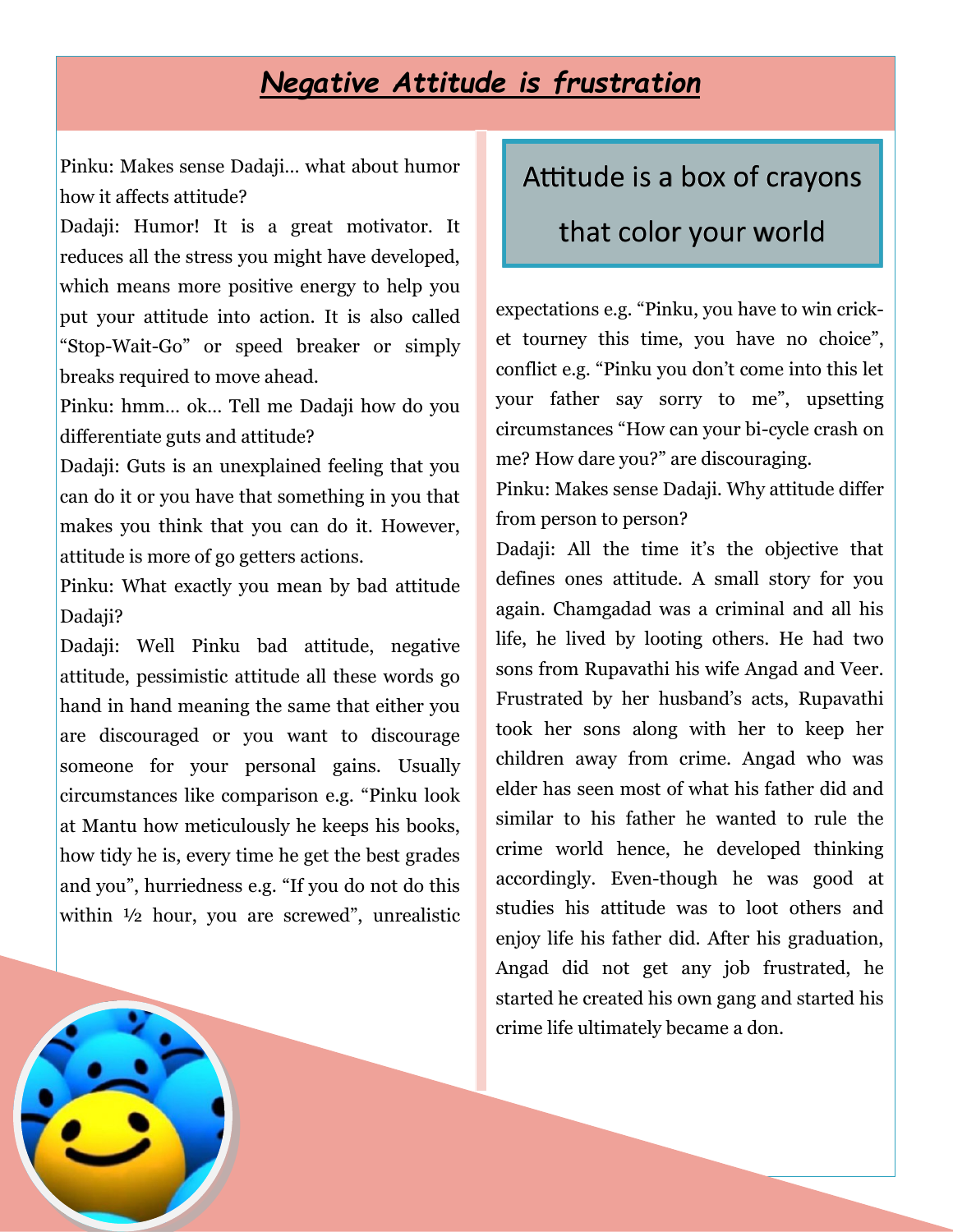# *Negative Attitude is frustration*

Pinku: Makes sense Dadaji… what about humor how it affects attitude?

Dadaji: Humor! It is a great motivator. It reduces all the stress you might have developed, which means more positive energy to help you put your attitude into action. It is also called "Stop-Wait-Go" or speed breaker or simply breaks required to move ahead.

Pinku: hmm… ok… Tell me Dadaji how do you differentiate guts and attitude?

Dadaji: Guts is an unexplained feeling that you can do it or you have that something in you that makes you think that you can do it. However, attitude is more of go getters actions.

Pinku: What exactly you mean by bad attitude Dadaji?

Dadaji: Well Pinku bad attitude, negative attitude, pessimistic attitude all these words go hand in hand meaning the same that either you are discouraged or you want to discourage someone for your personal gains. Usually circumstances like comparison e.g. "Pinku look at Mantu how meticulously he keeps his books, how tidy he is, every time he get the best grades and you", hurriedness e.g. "If you do not do this within ½ hour, you are screwed", unrealistic expectations e.g. "Pinku, you have to win cricket tourney this time, you have no choice", conflict e.g. "Pinku you don't come into this let your father say sorry to me", upsetting circumstances "How can your bi-cycle crash on me? How dare you?" are discouraging.

> Attitude is a box of crayons that color your world

Pinku: Makes sense Dadaji. Why attitude differ from person to person?

Dadaji: All the time it's the objective that defines ones attitude. A small story for you again. Chamgadad was a criminal and all his life, he lived by looting others. He had two sons from Rupavathi his wife Angad and Veer. Frustrated by her husband's acts, Rupavathi took her sons along with her to keep her children away from crime. Angad who was elder has seen most of what his father did and similar to his father he wanted to rule the crime world hence, he developed thinking accordingly. Even-though he was good at studies his attitude was to loot others and enjoy life his father did. After his graduation, Angad did not get any job frustrated, he started he created his own gang and started his crime life ultimately became a don.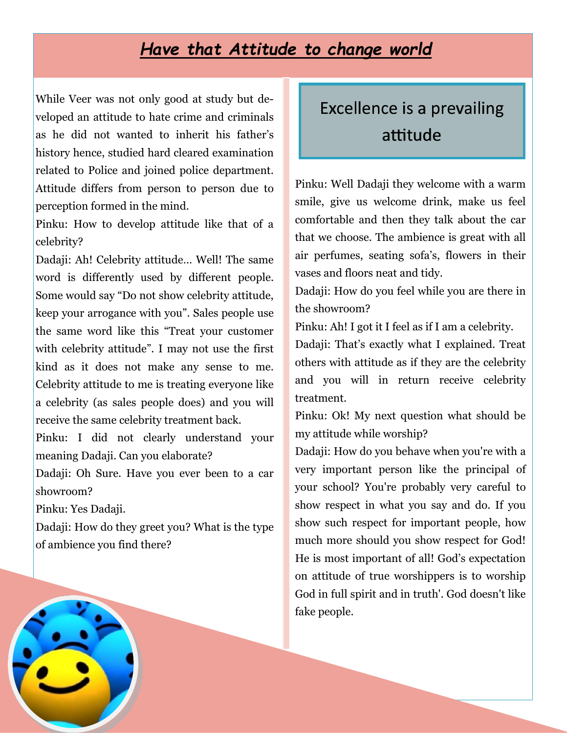# *Have that Attitude to change world*

While Veer was not only good at study but developed an attitude to hate crime and criminals as he did not wanted to inherit his father's history hence, studied hard cleared examination related to Police and joined police department. Attitude differs from person to person due to perception formed in the mind.

Pinku: How to develop attitude like that of a celebrity?

Dadaji: Ah! Celebrity attitude… Well! The same word is differently used by different people. Some would say "Do not show celebrity attitude, keep your arrogance with you". Sales people use the same word like this "Treat your customer with celebrity attitude". I may not use the first kind as it does not make any sense to me. Celebrity attitude to me is treating everyone like a celebrity (as sales people does) and you will receive the same celebrity treatment back.

Pinku: I did not clearly understand your meaning Dadaji. Can you elaborate?

Dadaji: Oh Sure. Have you ever been to a car showroom?

Pinku: Yes Dadaji.

Dadaji: How do they greet you? What is the type of ambience you find there?

## Excellence is a prevailing attitude

Pinku: Well Dadaji they welcome with a warm smile, give us welcome drink, make us feel comfortable and then they talk about the car that we choose. The ambience is great with all air perfumes, seating sofa's, flowers in their vases and floors neat and tidy.

Dadaji: How do you feel while you are there in the showroom?

Pinku: Ah! I got it I feel as if I am a celebrity.

Dadaji: That's exactly what I explained. Treat others with attitude as if they are the celebrity and you will in return receive celebrity treatment.

Pinku: Ok! My next question what should be my attitude while worship?

Dadaji: How do you behave when you're with a very important person like the principal of your school? You're probably very careful to show respect in what you say and do. If you show such respect for important people, how much more should you show respect for God! He is most important of all! God's expectation on attitude of true worshippers is to worship God in full spirit and in truth'. God doesn't like fake people.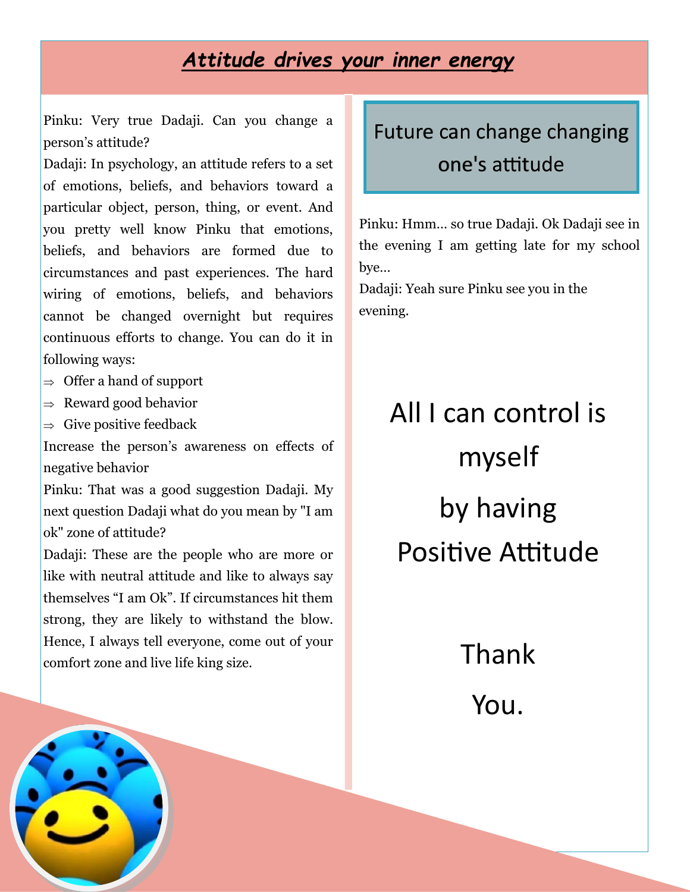# ***Attitude drives your inner energy***

Pinku: Very true Dadaji. Can you change a person's attitude?

Dadaji: In psychology, an attitude refers to a set of emotions, beliefs, and behaviors toward a particular object, person, thing, or event. And you pretty well know Pinku that emotions, beliefs, and behaviors are formed due to circumstances and past experiences. The hard wiring of emotions, beliefs, and behaviors cannot be changed overnight but requires continuous efforts to change. You can do it in following ways:

⇒ Offer a hand of support

⇒ Reward good behavior

⇒ Give positive feedback

Increase the person's awareness on effects of negative behavior

Pinku: That was a good suggestion Dadaji. My next question Dadaji what do you mean by "I am ok" zone of attitude?

Dadaji: These are the people who are more or like with neutral attitude and like to always say themselves "I am Ok". If circumstances hit them strong, they are likely to withstand the blow. Hence, I always tell everyone, come out of your comfort zone and live life king size.

> Future can change changing one's attitude

Pinku: Hmm... so true Dadaji. Ok Dadaji see in the evening I am getting late for my school bye...

Dadaji: Yeah sure Pinku see you in the evening.

All I can control is myself

by having

Positive Attitude

Thank

You.